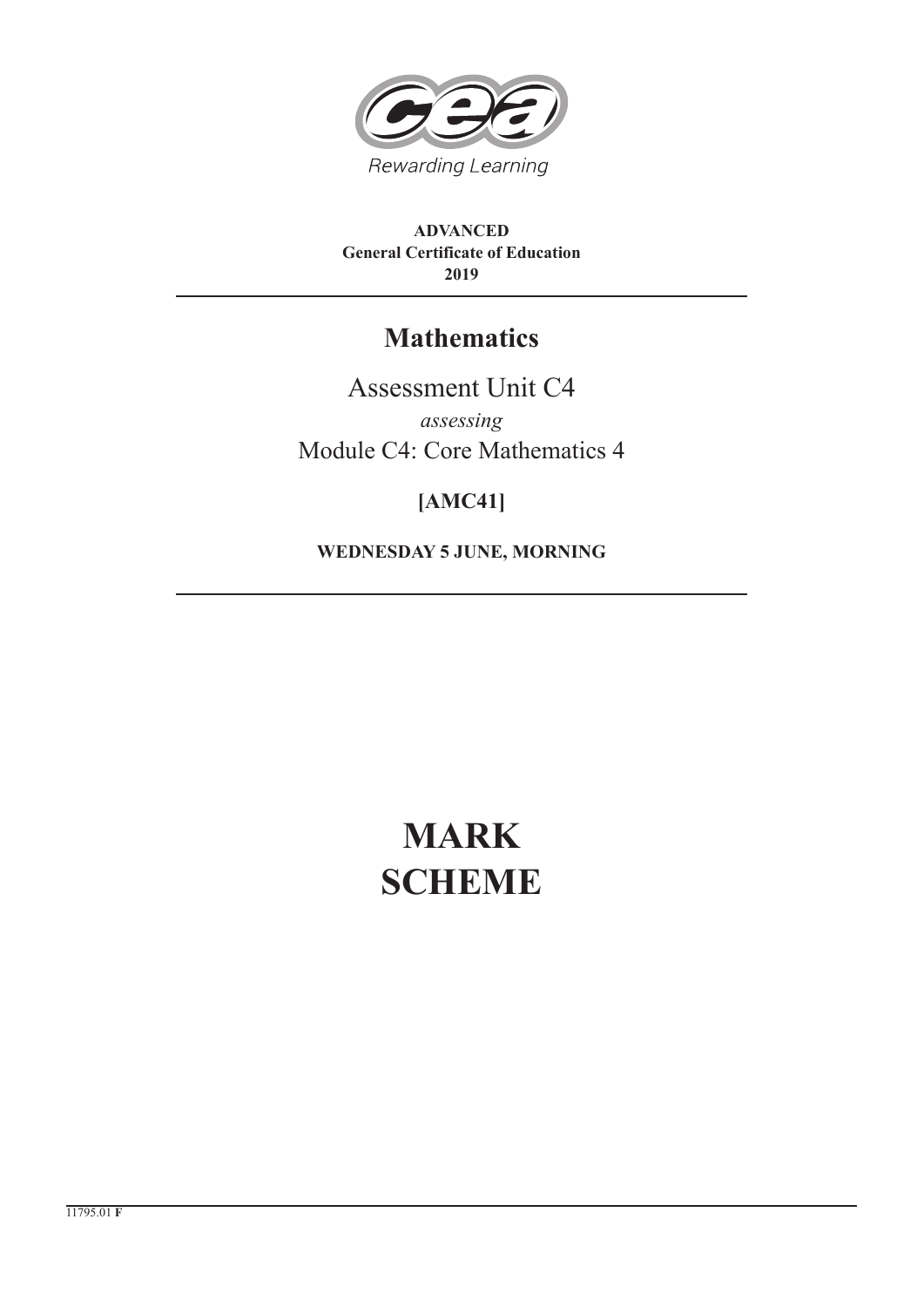Rewarding Learning

**ADVANCED**
**General Certificate of Education**
**2019**

# Mathematics

Assessment Unit C4

*assessing*

Module C4: Core Mathematics 4

**[AMC41]**

**WEDNESDAY 5 JUNE, MORNING**

# MARK SCHEME

11795.01 **F**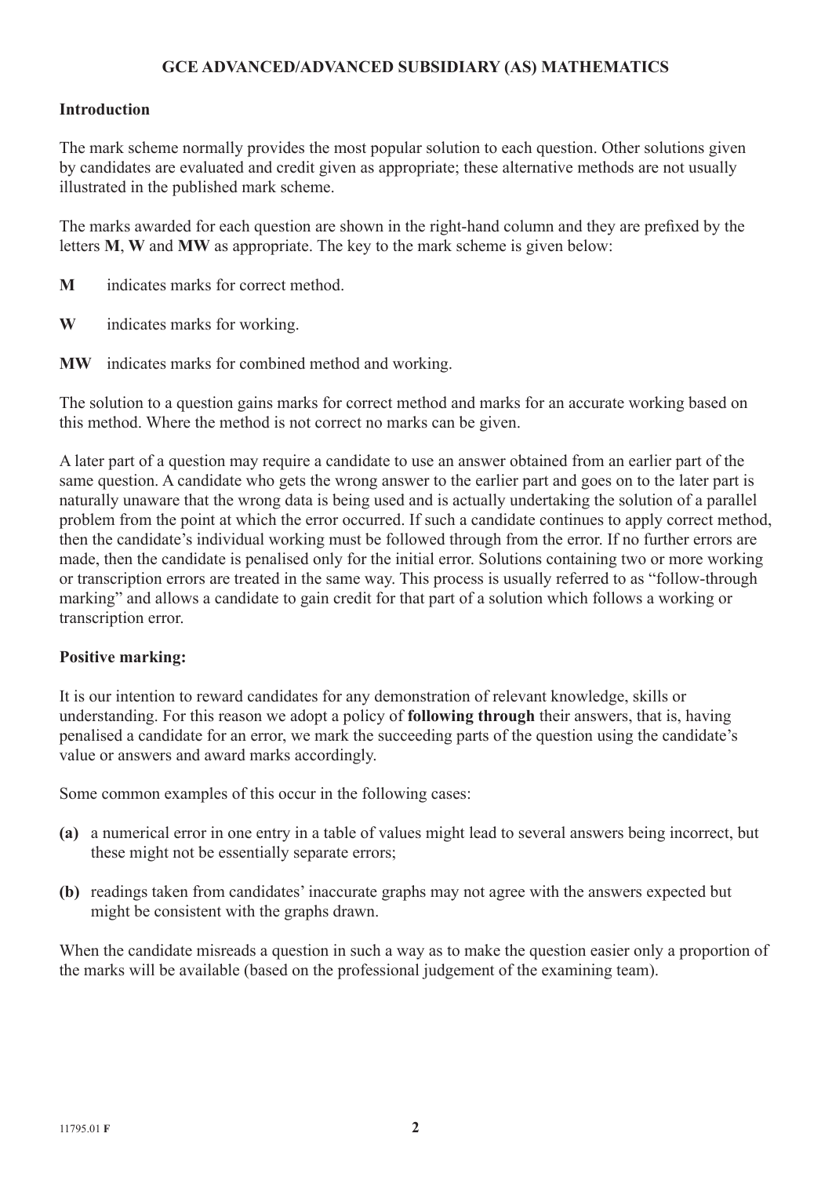# GCE ADVANCED/ADVANCED SUBSIDIARY (AS) MATHEMATICS

## Introduction

The mark scheme normally provides the most popular solution to each question. Other solutions given by candidates are evaluated and credit given as appropriate; these alternative methods are not usually illustrated in the published mark scheme.

The marks awarded for each question are shown in the right-hand column and they are prefixed by the letters **M**, **W** and **MW** as appropriate. The key to the mark scheme is given below:

**M** indicates marks for correct method.

**W** indicates marks for working.

**MW** indicates marks for combined method and working.

The solution to a question gains marks for correct method and marks for an accurate working based on this method. Where the method is not correct no marks can be given.

A later part of a question may require a candidate to use an answer obtained from an earlier part of the same question. A candidate who gets the wrong answer to the earlier part and goes on to the later part is naturally unaware that the wrong data is being used and is actually undertaking the solution of a parallel problem from the point at which the error occurred. If such a candidate continues to apply correct method, then the candidate's individual working must be followed through from the error. If no further errors are made, then the candidate is penalised only for the initial error. Solutions containing two or more working or transcription errors are treated in the same way. This process is usually referred to as "follow-through marking" and allows a candidate to gain credit for that part of a solution which follows a working or transcription error.

## Positive marking:

It is our intention to reward candidates for any demonstration of relevant knowledge, skills or understanding. For this reason we adopt a policy of **following through** their answers, that is, having penalised a candidate for an error, we mark the succeeding parts of the question using the candidate's value or answers and award marks accordingly.

Some common examples of this occur in the following cases:

**(a)** a numerical error in one entry in a table of values might lead to several answers being incorrect, but these might not be essentially separate errors;

**(b)** readings taken from candidates' inaccurate graphs may not agree with the answers expected but might be consistent with the graphs drawn.

When the candidate misreads a question in such a way as to make the question easier only a proportion of the marks will be available (based on the professional judgement of the examining team).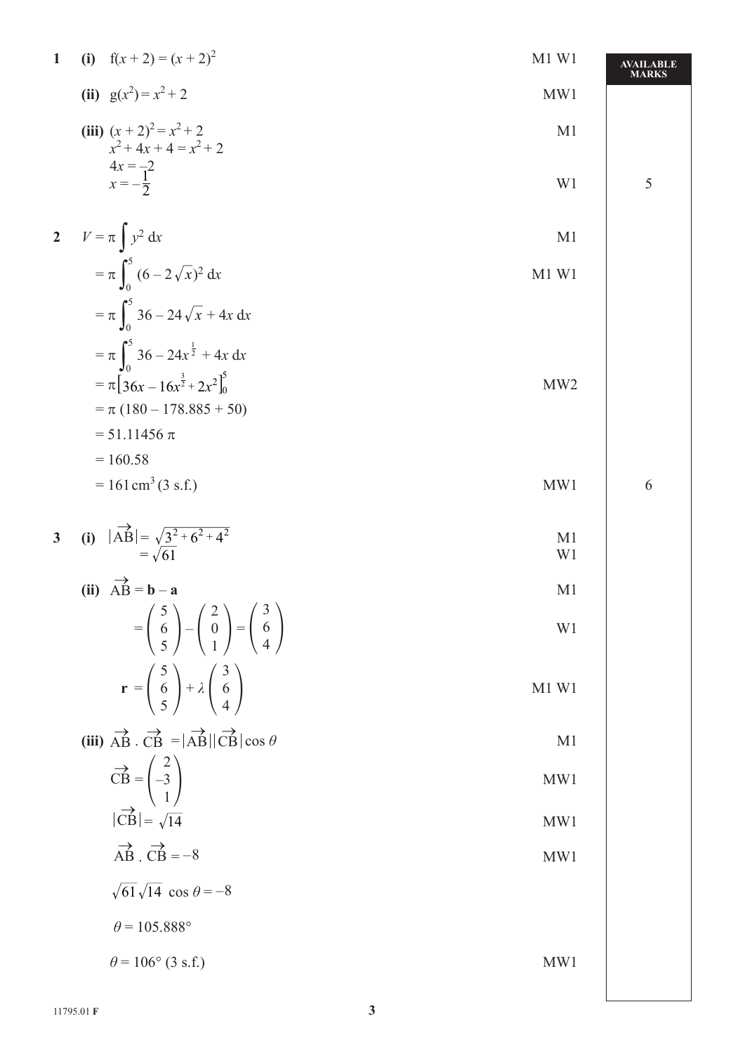| | | AVAILABLE MARKS |
|---|---|---|
| **1** **(i)** $f(x + 2) = (x + 2)^2$ | M1 W1 | |
| **(ii)** $g(x^2) = x^2 + 2$ | MW1 | |
| **(iii)** $(x + 2)^2 = x^2 + 2$ | M1 | |
| $x^2 + 4x + 4 = x^2 + 2$ | | |
| $4x = -2$ | | |
| $x = -\frac{1}{2}$ | W1 | 5 |
| **2** $V = \pi \int y^2 \, dx$ | M1 | |
| $= \pi \int_0^5 (6 - 2\sqrt{x})^2 \, dx$ | M1 W1 | |
| $= \pi \int_0^5 36 - 24\sqrt{x} + 4x \, dx$ | | |
| $= \pi \int_0^5 36 - 24x^{\frac{1}{2}} + 4x \, dx$ | | |
| $= \pi \left[36x - 16x^{\frac{3}{2}} + 2x^2\right]_0^5$ | MW2 | |
| $= \pi \, (180 - 178.885 + 50)$ | | |
| $= 51.11456 \, \pi$ | | |
| $= 160.58$ | | |
| $= 161 \text{ cm}^3$ (3 s.f.) | MW1 | 6 |
| **3** **(i)** $\lvert\overrightarrow{AB}\rvert = \sqrt{3^2 + 6^2 + 4^2}$ | M1 | |
| $= \sqrt{61}$ | W1 | |
| **(ii)** $\overrightarrow{AB} = \mathbf{b} - \mathbf{a}$ | M1 | |
| $= \begin{pmatrix} 5 \\ 6 \\ 5 \end{pmatrix} - \begin{pmatrix} 2 \\ 0 \\ 1 \end{pmatrix} = \begin{pmatrix} 3 \\ 6 \\ 4 \end{pmatrix}$ | W1 | |
| $\mathbf{r} = \begin{pmatrix} 5 \\ 6 \\ 5 \end{pmatrix} + \lambda \begin{pmatrix} 3 \\ 6 \\ 4 \end{pmatrix}$ | M1 W1 | |
| **(iii)** $\overrightarrow{AB} \cdot \overrightarrow{CB} = \lvert\overrightarrow{AB}\rvert \lvert\overrightarrow{CB}\rvert \cos \theta$ | M1 | |
| $\overrightarrow{CB} = \begin{pmatrix} 2 \\ -3 \\ 1 \end{pmatrix}$ | MW1 | |
| $\lvert\overrightarrow{CB}\rvert = \sqrt{14}$ | MW1 | |
| $\overrightarrow{AB} \cdot \overrightarrow{CB} = -8$ | MW1 | |
| $\sqrt{61}\sqrt{14} \cos \theta = -8$ | | |
| $\theta = 105.888°$ | | |
| $\theta = 106°$ (3 s.f.) | MW1 | |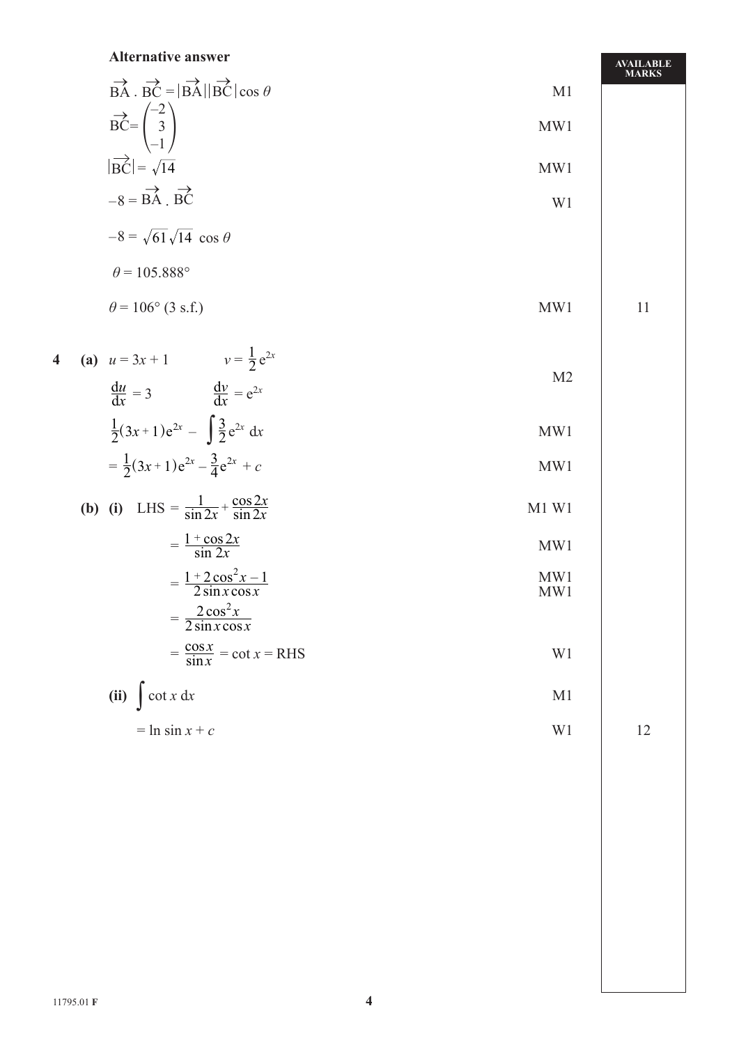**Alternative answer**

| | | AVAILABLE MARKS |
|---|---|---|
| $\overrightarrow{BA} \cdot \overrightarrow{BC} = \lvert\overrightarrow{BA}\rvert\lvert\overrightarrow{BC}\rvert \cos\theta$ | M1 | |
| $\overrightarrow{BC} = \begin{pmatrix} -2 \\ 3 \\ -1 \end{pmatrix}$ | MW1 | |
| $\lvert\overrightarrow{BC}\rvert = \sqrt{14}$ | MW1 | |
| $-8 = \overrightarrow{BA} \cdot \overrightarrow{BC}$ | W1 | |
| $-8 = \sqrt{61}\sqrt{14}\,\cos\theta$ | | |
| $\theta = 105.888°$ | | |
| $\theta = 106°$ (3 s.f.) | MW1 | 11 |
| **4 (a)** $u = 3x + 1 \qquad v = \frac{1}{2}e^{2x}$ | | |
| $\frac{du}{dx} = 3 \qquad \frac{dv}{dx} = e^{2x}$ | M2 | |
| $\frac{1}{2}(3x+1)e^{2x} - \int \frac{3}{2}e^{2x}\,dx$ | MW1 | |
| $= \frac{1}{2}(3x+1)e^{2x} - \frac{3}{4}e^{2x} + c$ | MW1 | |
| **(b) (i)** LHS $= \frac{1}{\sin 2x} + \frac{\cos 2x}{\sin 2x}$ | M1 W1 | |
| $= \frac{1+\cos 2x}{\sin 2x}$ | MW1 | |
| $= \frac{1+2\cos^2 x - 1}{2\sin x\cos x}$ | MW1 MW1 | |
| $= \frac{2\cos^2 x}{2\sin x\cos x}$ | | |
| $= \frac{\cos x}{\sin x} = \cot x =$ RHS | W1 | |
| **(ii)** $\int \cot x\,dx$ | M1 | |
| $= \ln \sin x + c$ | W1 | 12 |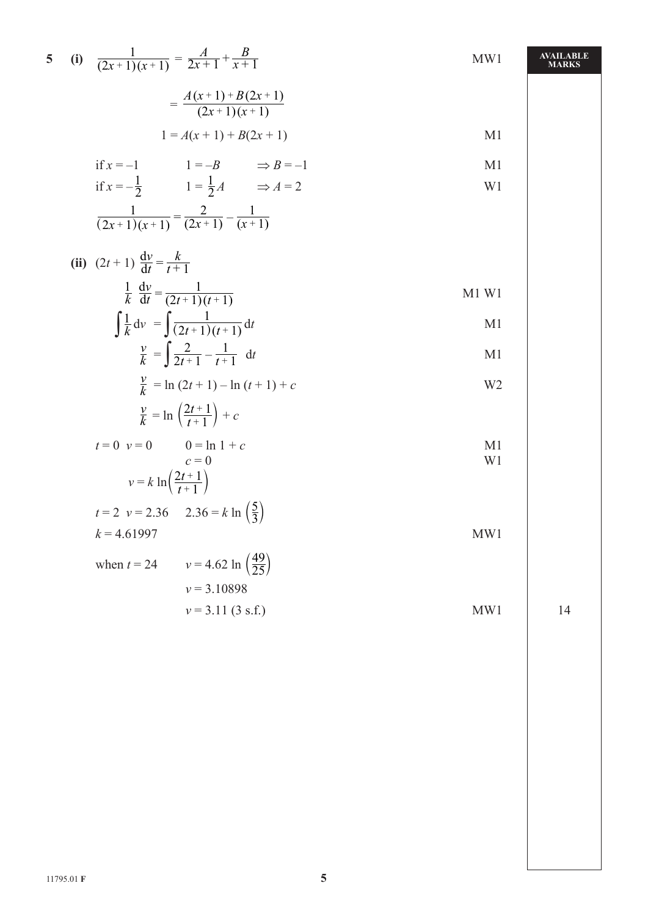**5 (i)** $\dfrac{1}{(2x+1)(x+1)} = \dfrac{A}{2x+1} + \dfrac{B}{x+1}$ MW1

$= \dfrac{A(x+1) + B(2x+1)}{(2x+1)(x+1)}$

$1 = A(x+1) + B(2x+1)$ M1

if $x = -1$ $\quad 1 = -B \quad \Rightarrow B = -1$ M1

if $x = -\frac{1}{2}$ $\quad 1 = \frac{1}{2}A \quad \Rightarrow A = 2$ W1

$\dfrac{1}{(2x+1)(x+1)} = \dfrac{2}{(2x+1)} - \dfrac{1}{(x+1)}$

**(ii)** $(2t+1)\dfrac{dv}{dt} = \dfrac{k}{t+1}$

$\dfrac{1}{k}\dfrac{dv}{dt} = \dfrac{1}{(2t+1)(t+1)}$ M1 W1

$\displaystyle\int \frac{1}{k}\,dv = \int \frac{1}{(2t+1)(t+1)}\,dt$ M1

$\displaystyle\frac{v}{k} = \int \frac{2}{2t+1} - \frac{1}{t+1}\;\;dt$ M1

$\dfrac{v}{k} = \ln(2t+1) - \ln(t+1) + c$ W2

$\dfrac{v}{k} = \ln\left(\dfrac{2t+1}{t+1}\right) + c$

$t = 0 \;\; v = 0 \qquad 0 = \ln 1 + c$ M1

$c = 0$ W1

$v = k\ln\left(\dfrac{2t+1}{t+1}\right)$

$t = 2 \;\; v = 2.36 \qquad 2.36 = k\ln\left(\dfrac{5}{3}\right)$

$k = 4.61997$ MW1

when $t = 24 \qquad v = 4.62\ln\left(\dfrac{49}{25}\right)$

$v = 3.10898$

$v = 3.11$ (3 s.f.) MW1

AVAILABLE MARKS: 14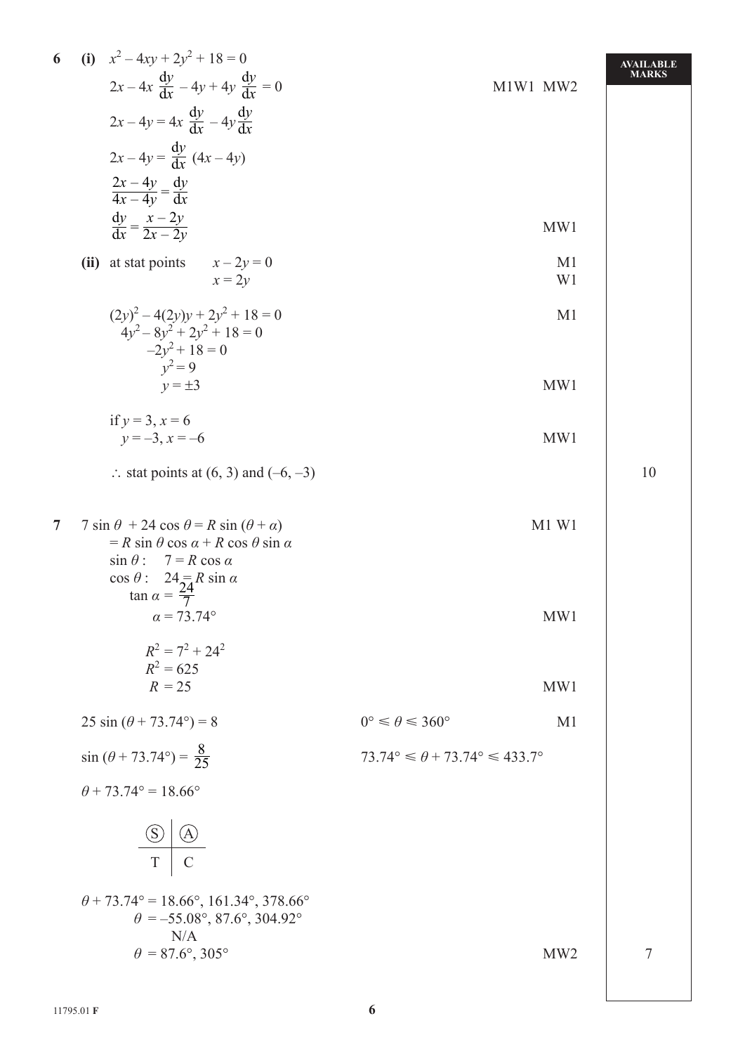**6** **(i)** $x^2 - 4xy + 2y^2 + 18 = 0$

$2x - 4x\dfrac{dy}{dx} - 4y + 4y\dfrac{dy}{dx} = 0$ M1W1 MW2

$2x - 4y = 4x\dfrac{dy}{dx} - 4y\dfrac{dy}{dx}$

$2x - 4y = \dfrac{dy}{dx}(4x - 4y)$

$\dfrac{2x - 4y}{4x - 4y} = \dfrac{dy}{dx}$

$\dfrac{dy}{dx} = \dfrac{x - 2y}{2x - 2y}$ MW1

**(ii)** at stat points $x - 2y = 0$ M1

$x = 2y$ W1

$(2y)^2 - 4(2y)y + 2y^2 + 18 = 0$ M1

$4y^2 - 8y^2 + 2y^2 + 18 = 0$

$-2y^2 + 18 = 0$

$y^2 = 9$

$y = \pm 3$ MW1

if $y = 3$, $x = 6$

$y = -3$, $x = -6$ MW1

$\therefore$ stat points at $(6, 3)$ and $(-6, -3)$ **10**

**7** $7\sin\theta + 24\cos\theta = R\sin(\theta + \alpha)$ M1 W1

$= R\sin\theta\cos\alpha + R\cos\theta\sin\alpha$

$\sin\theta: \quad 7 = R\cos\alpha$

$\cos\theta: \quad 24 = R\sin\alpha$

$\tan\alpha = \dfrac{24}{7}$

$\alpha = 73.74°$ MW1

$R^2 = 7^2 + 24^2$

$R^2 = 625$

$R = 25$ MW1

$25\sin(\theta + 73.74°) = 8$ $\quad 0° \leqslant \theta \leqslant 360°$ M1

$\sin(\theta + 73.74°) = \dfrac{8}{25}$ $\quad 73.74° \leqslant \theta + 73.74° \leqslant 433.7°$

$\theta + 73.74° = 18.66°$

| (S) | (A) |
|---|---|
| T | C |

$\theta + 73.74° = 18.66°, 161.34°, 378.66°$

$\theta = -55.08°, 87.6°, 304.92°$

N/A

$\theta = 87.6°, 305°$ MW2 **7**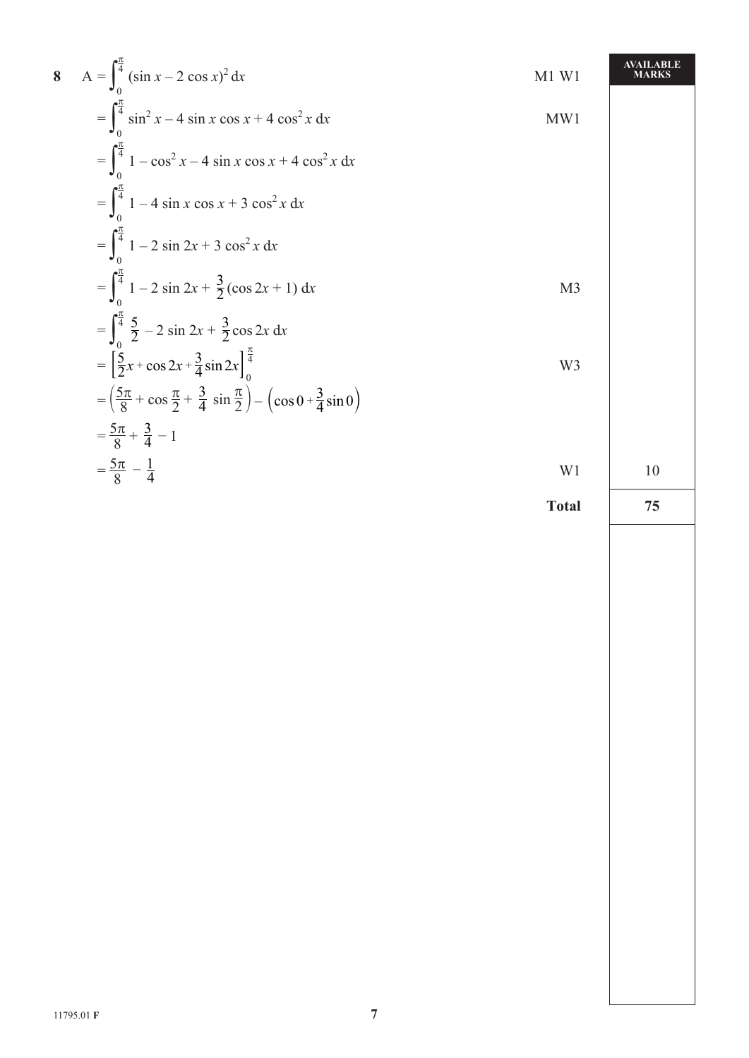| | | AVAILABLE MARKS |
|---|---|---|
| **8** $A = \int_0^{\frac{\pi}{4}} (\sin x - 2\cos x)^2 \, dx$ | M1 W1 | |
| $= \int_0^{\frac{\pi}{4}} \sin^2 x - 4\sin x \cos x + 4\cos^2 x \, dx$ | MW1 | |
| $= \int_0^{\frac{\pi}{4}} 1 - \cos^2 x - 4\sin x \cos x + 4\cos^2 x \, dx$ | | |
| $= \int_0^{\frac{\pi}{4}} 1 - 4\sin x \cos x + 3\cos^2 x \, dx$ | | |
| $= \int_0^{\frac{\pi}{4}} 1 - 2\sin 2x + 3\cos^2 x \, dx$ | | |
| $= \int_0^{\frac{\pi}{4}} 1 - 2\sin 2x + \frac{3}{2}(\cos 2x + 1) \, dx$ | M3 | |
| $= \int_0^{\frac{\pi}{4}} \frac{5}{2} - 2\sin 2x + \frac{3}{2}\cos 2x \, dx$ | | |
| $= \left[\frac{5}{2}x + \cos 2x + \frac{3}{4}\sin 2x\right]_0^{\frac{\pi}{4}}$ | W3 | |
| $= \left(\frac{5\pi}{8} + \cos\frac{\pi}{2} + \frac{3}{4}\sin\frac{\pi}{2}\right) - \left(\cos 0 + \frac{3}{4}\sin 0\right)$ | | |
| $= \frac{5\pi}{8} + \frac{3}{4} - 1$ | | |
| $= \frac{5\pi}{8} - \frac{1}{4}$ | W1 | 10 |
| | **Total** | **75** |